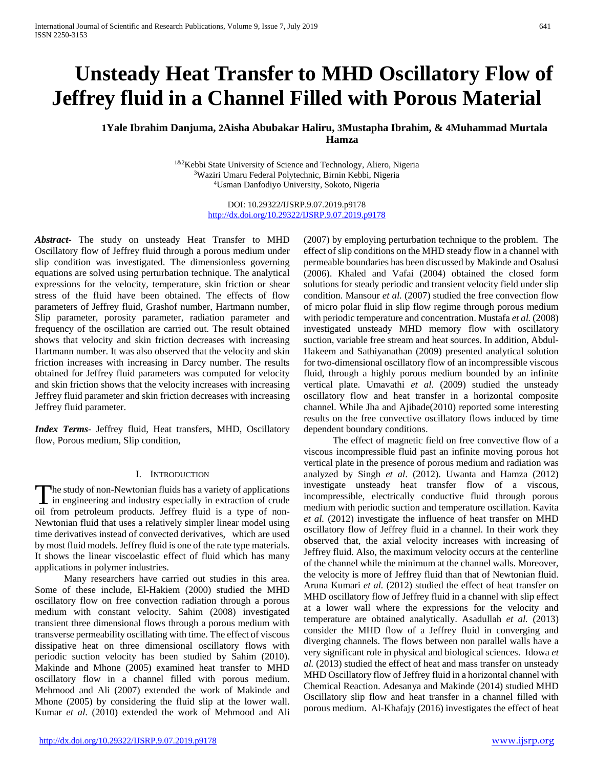# Unsteady Heat Transfer to MHD Oscillatory Flow of Jeffrey fluid in a Channel Filled with Porous Material

**1Yale Ibrahim Danjuma, 2Aisha Abubakar Haliru, 3Mustapha Ibrahim, & 4Muhammad Murtala Hamza**

[1&2]Kebbi State University of Science and Technology, Aliero, Nigeria
[3]Waziri Umaru Federal Polytechnic, Birnin Kebbi, Nigeria
[4]Usman Danfodiyo University, Sokoto, Nigeria

DOI: 10.29322/IJSRP.9.07.2019.p9178
http://dx.doi.org/10.29322/IJSRP.9.07.2019.p9178

***Abstract***- The study on unsteady Heat Transfer to MHD Oscillatory flow of Jeffrey fluid through a porous medium under slip condition was investigated. The dimensionless governing equations are solved using perturbation technique. The analytical expressions for the velocity, temperature, skin friction or shear stress of the fluid have been obtained. The effects of flow parameters of Jeffrey fluid, Grashof number, Hartmann number, Slip parameter, porosity parameter, radiation parameter and frequency of the oscillation are carried out. The result obtained shows that velocity and skin friction decreases with increasing Hartmann number. It was also observed that the velocity and skin friction increases with increasing in Darcy number. The results obtained for Jeffrey fluid parameters was computed for velocity and skin friction shows that the velocity increases with increasing Jeffrey fluid parameter and skin friction decreases with increasing Jeffrey fluid parameter.

***Index Terms***- Jeffrey fluid, Heat transfers, MHD, Oscillatory flow, Porous medium, Slip condition,

## I. Introduction

The study of non-Newtonian fluids has a variety of applications in engineering and industry especially in extraction of crude oil from petroleum products. Jeffrey fluid is a type of non-Newtonian fluid that uses a relatively simpler linear model using time derivatives instead of convected derivatives, which are used by most fluid models. Jeffrey fluid is one of the rate type materials. It shows the linear viscoelastic effect of fluid which has many applications in polymer industries.

Many researchers have carried out studies in this area. Some of these include, El-Hakiem (2000) studied the MHD oscillatory flow on free convection radiation through a porous medium with constant velocity. Sahim (2008) investigated transient three dimensional flows through a porous medium with transverse permeability oscillating with time. The effect of viscous dissipative heat on three dimensional oscillatory flows with periodic suction velocity has been studied by Sahim (2010). Makinde and Mhone (2005) examined heat transfer to MHD oscillatory flow in a channel filled with porous medium. Mehmood and Ali (2007) extended the work of Makinde and Mhone (2005) by considering the fluid slip at the lower wall. Kumar *et al.* (2010) extended the work of Mehmood and Ali (2007) by employing perturbation technique to the problem. The effect of slip conditions on the MHD steady flow in a channel with permeable boundaries has been discussed by Makinde and Osalusi (2006). Khaled and Vafai (2004) obtained the closed form solutions for steady periodic and transient velocity field under slip condition. Mansour *et al.* (2007) studied the free convection flow of micro polar fluid in slip flow regime through porous medium with periodic temperature and concentration. Mustafa *et al.* (2008) investigated unsteady MHD memory flow with oscillatory suction, variable free stream and heat sources. In addition, Abdul-Hakeem and Sathiyanathan (2009) presented analytical solution for two-dimensional oscillatory flow of an incompressible viscous fluid, through a highly porous medium bounded by an infinite vertical plate. Umavathi *et al.* (2009) studied the unsteady oscillatory flow and heat transfer in a horizontal composite channel. While Jha and Ajibade(2010) reported some interesting results on the free convective oscillatory flows induced by time dependent boundary conditions.

The effect of magnetic field on free convective flow of a viscous incompressible fluid past an infinite moving porous hot vertical plate in the presence of porous medium and radiation was analyzed by Singh *et al*. (2012). Uwanta and Hamza (2012) investigate unsteady heat transfer flow of a viscous, incompressible, electrically conductive fluid through porous medium with periodic suction and temperature oscillation. Kavita *et al.* (2012) investigate the influence of heat transfer on MHD oscillatory flow of Jeffrey fluid in a channel. In their work they observed that, the axial velocity increases with increasing of Jeffrey fluid. Also, the maximum velocity occurs at the centerline of the channel while the minimum at the channel walls. Moreover, the velocity is more of Jeffrey fluid than that of Newtonian fluid. Aruna Kumari *et al.* (2012) studied the effect of heat transfer on MHD oscillatory flow of Jeffrey fluid in a channel with slip effect at a lower wall where the expressions for the velocity and temperature are obtained analytically. Asadullah *et al.* (2013) consider the MHD flow of a Jeffrey fluid in converging and diverging channels. The flows between non parallel walls have a very significant role in physical and biological sciences. Idowa *et al.* (2013) studied the effect of heat and mass transfer on unsteady MHD Oscillatory flow of Jeffrey fluid in a horizontal channel with Chemical Reaction. Adesanya and Makinde (2014) studied MHD Oscillatory slip flow and heat transfer in a channel filled with porous medium. Al-Khafajy (2016) investigates the effect of heat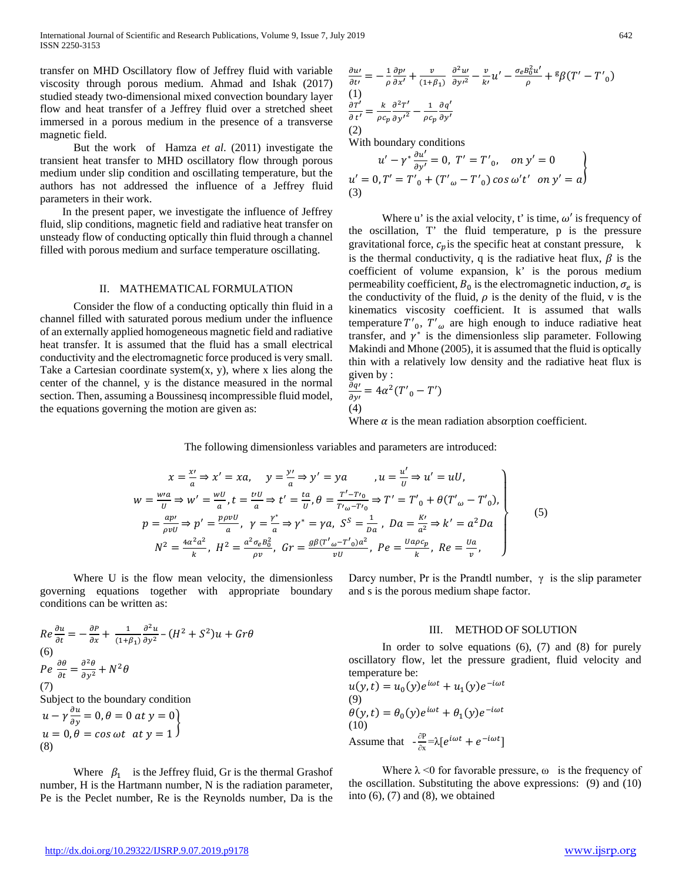transfer on MHD Oscillatory flow of Jeffrey fluid with variable viscosity through porous medium. Ahmad and Ishak (2017) studied steady two-dimensional mixed convection boundary layer flow and heat transfer of a Jeffrey fluid over a stretched sheet immersed in a porous medium in the presence of a transverse magnetic field.

But the work of Hamza *et al*. (2011) investigate the transient heat transfer to MHD oscillatory flow through porous medium under slip condition and oscillating temperature, but the authors has not addressed the influence of a Jeffrey fluid parameters in their work.

In the present paper, we investigate the influence of Jeffrey fluid, slip conditions, magnetic field and radiative heat transfer on unsteady flow of conducting optically thin fluid through a channel filled with porous medium and surface temperature oscillating.

## II. MATHEMATICAL FORMULATION

Consider the flow of a conducting optically thin fluid in a channel filled with saturated porous medium under the influence of an externally applied homogeneous magnetic field and radiative heat transfer. It is assumed that the fluid has a small electrical conductivity and the electromagnetic force produced is very small. Take a Cartesian coordinate system(x, y), where x lies along the center of the channel, y is the distance measured in the normal section. Then, assuming a Boussinesq incompressible fluid model, the equations governing the motion are given as:

$$\frac{\partial u'}{\partial t'} = -\frac{1}{\rho}\frac{\partial p'}{\partial x'} + \frac{v}{(1+\beta_1)}\frac{\partial^2 u'}{\partial y'^2} - \frac{v}{k'}u' - \frac{\sigma_e B_0^2 u'}{\rho} + g\beta(T' - T'_0) \quad (1)$$

$$\frac{\partial T'}{\partial t'} = \frac{k}{\rho c_p}\frac{\partial^2 T'}{\partial y'^2} - \frac{1}{\rho c_p}\frac{\partial q'}{\partial y'} \quad (2)$$

With boundary conditions

$$\left.\begin{aligned} u' - \gamma^* \frac{\partial u'}{\partial y'} = 0,\ T' = T'_0, \quad on\ y' = 0 \\ u' = 0, T' = T'_0 + (T'_\omega - T'_0)\cos\omega' t' \quad on\ y' = a \end{aligned}\right\} \quad (3)$$

Where u' is the axial velocity, t' is time, $\omega'$ is frequency of the oscillation, T' the fluid temperature, p is the pressure gravitational force, $c_p$ is the specific heat at constant pressure, k is the thermal conductivity, q is the radiative heat flux, $\beta$ is the coefficient of volume expansion, k' is the porous medium permeability coefficient, $B_0$ is the electromagnetic induction, $\sigma_e$ is the conductivity of the fluid, $\rho$ is the denity of the fluid, v is the kinematics viscosity coefficient. It is assumed that walls temperature $T'_0$, $T'_\omega$ are high enough to induce radiative heat transfer, and $\gamma^*$ is the dimensionless slip parameter. Following Makindi and Mhone (2005), it is assumed that the fluid is optically thin with a relatively low density and the radiative heat flux is given by :

$$\frac{\partial q'}{\partial y'} = 4\alpha^2(T'_0 - T') \quad (4)$$

Where $\alpha$ is the mean radiation absorption coefficient.

The following dimensionless variables and parameters are introduced:

$$\left.\begin{aligned} x = \frac{x'}{a} \Rightarrow x' = xa, \quad y = \frac{y'}{a} \Rightarrow y' = ya \quad , u = \frac{u'}{U} \Rightarrow u' = uU, \\ w = \frac{w'a}{U} \Rightarrow w' = \frac{wU}{a}, t = \frac{t'U}{a} \Rightarrow t' = \frac{ta}{U}, \theta = \frac{T' - T'_0}{T'_\omega - T'_0} \Rightarrow T' = T'_0 + \theta(T'_\omega - T'_0), \\ p = \frac{ap'}{\rho v U} \Rightarrow p' = \frac{p\rho v U}{a},\ \gamma = \frac{\gamma^*}{a} \Rightarrow \gamma^* = \gamma a,\ S^S = \frac{1}{Da},\ Da = \frac{K'}{a^2} \Rightarrow k' = a^2 Da \\ N^2 = \frac{4\alpha^2 a^2}{k},\ H^2 = \frac{a^2\sigma_e B_0^2}{\rho v},\ Gr = \frac{g\beta(T'_\omega - T'_0)a^2}{vU},\ Pe = \frac{Ua\rho c_p}{k},\ Re = \frac{Ua}{v}, \end{aligned}\right\} \quad (5)$$

Where U is the flow mean velocity, the dimensionless governing equations together with appropriate boundary conditions can be written as:

$$Re\frac{\partial u}{\partial t} = -\frac{\partial P}{\partial x} + \frac{1}{(1+\beta_1)}\frac{\partial^2 u}{\partial y^2} - (H^2 + S^2)u + Gr\theta \quad (6)$$

$$Pe\ \frac{\partial \theta}{\partial t} = \frac{\partial^2 \theta}{\partial y^2} + N^2\theta \quad (7)$$

Subject to the boundary condition

$$\left.\begin{aligned} u - \gamma\frac{\partial u}{\partial y} = 0, \theta = 0\ at\ y = 0 \\ u = 0, \theta = \cos\omega t\ \ at\ y = 1 \end{aligned}\right\} \quad (8)$$

Where $\beta_1$ is the Jeffrey fluid, Gr is the thermal Grashof number, H is the Hartmann number, N is the radiation parameter, Pe is the Peclet number, Re is the Reynolds number, Da is the Darcy number, Pr is the Prandtl number, $\gamma$ is the slip parameter and s is the porous medium shape factor.

## III. METHOD OF SOLUTION

In order to solve equations (6), (7) and (8) for purely oscillatory flow, let the pressure gradient, fluid velocity and temperature be:

$$u(y,t) = u_0(y)e^{i\omega t} + u_1(y)e^{-i\omega t} \quad (9)$$

$$\theta(y,t) = \theta_0(y)e^{i\omega t} + \theta_1(y)e^{-i\omega t} \quad (10)$$

Assume that $-\frac{\partial P}{\partial x} = \lambda[e^{i\omega t} + e^{-i\omega t}]$

Where $\lambda < 0$ for favorable pressure, $\omega$ is the frequency of the oscillation. Substituting the above expressions: (9) and (10) into (6), (7) and (8), we obtained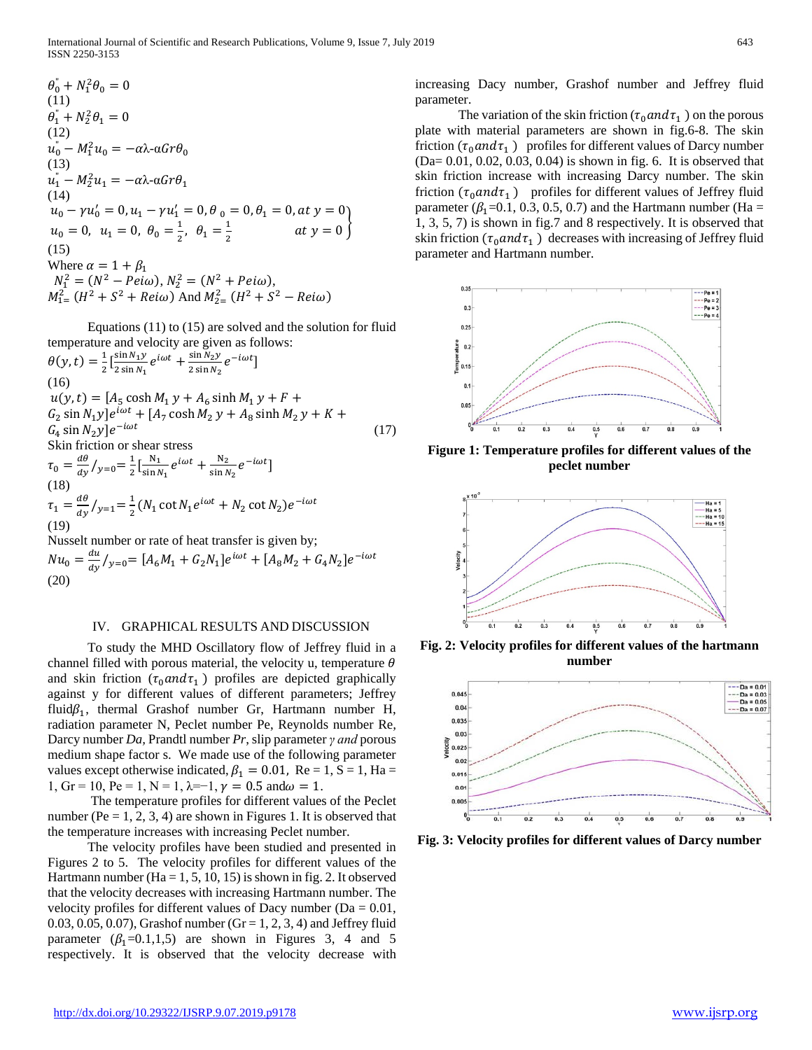$$\theta_0^{"} + N_1^2\theta_0 = 0$$
(11)

$$\theta_1^{"} + N_2^2\theta_1 = 0$$
(12)

$$u_0^{"} - M_1^2 u_0 = -\alpha\lambda\text{-}\alpha Gr\theta_0$$
(13)

$$u_1^{"} - M_2^2 u_1 = -\alpha\lambda\text{-}\alpha Gr\theta_1$$
(14)

$$\left.\begin{array}{ll} u_0 - \gamma u_0' = 0, u_1 - \gamma u_1' = 0, \theta_0 = 0, \theta_1 = 0, & at\ y = 0 \\ u_0 = 0,\ \ u_1 = 0,\ \ \theta_0 = \frac{1}{2},\ \ \theta_1 = \frac{1}{2} & at\ y = 0 \end{array}\right\}$$
(15)

Where $\alpha = 1 + \beta_1$

$N_1^2 = (N^2 - Pei\omega)$, $N_2^2 = (N^2 + Pei\omega)$,

$M_1^2 = (H^2 + S^2 + Rei\omega)$ And $M_2^2 = (H^2 + S^2 - Rei\omega)$

Equations (11) to (15) are solved and the solution for fluid temperature and velocity are given as follows:

$$\theta(y,t) = \frac{1}{2}\left[\frac{\sin N_1 y}{2\sin N_1}e^{i\omega t} + \frac{\sin N_2 y}{2\sin N_2}e^{-i\omega t}\right]$$
(16)

$$u(y,t) = [A_5\cosh M_1 y + A_6\sinh M_1 y + F + G_2\sin N_1 y]e^{i\omega t} + [A_7\cosh M_2 y + A_8\sinh M_2 y + K + G_4\sin N_2 y]e^{-i\omega t} \quad (17)$$

Skin friction or shear stress

$$\tau_0 = \frac{d\theta}{dy}/_{y=0} = \frac{1}{2}\left[\frac{N_1}{\sin N_1}e^{i\omega t} + \frac{N_2}{\sin N_2}e^{-i\omega t}\right]$$
(18)

$$\tau_1 = \frac{d\theta}{dy}/_{y=1} = \frac{1}{2}(N_1\cot N_1 e^{i\omega t} + N_2\cot N_2)e^{-i\omega t}$$
(19)

Nusselt number or rate of heat transfer is given by;

$$Nu_0 = \frac{du}{dy}/_{y=0} = [A_6 M_1 + G_2 N_1]e^{i\omega t} + [A_8 M_2 + G_4 N_2]e^{-i\omega t}$$
(20)

## IV. GRAPHICAL RESULTS AND DISCUSSION

To study the MHD Oscillatory flow of Jeffrey fluid in a channel filled with porous material, the velocity u, temperature $\theta$ and skin friction ($\tau_0 and \tau_1$) profiles are depicted graphically against y for different values of different parameters; Jeffrey fluid$\beta_1$, thermal Grashof number Gr, Hartmann number H, radiation parameter N, Peclet number Pe, Reynolds number Re, Darcy number *Da*, Prandtl number *Pr*, slip parameter *γ and* porous medium shape factor s. We made use of the following parameter values except otherwise indicated, $\beta_1 = 0.01$, Re = 1, S = 1, Ha = 1, Gr = 10, Pe = 1, N = 1, λ=−1, $\gamma = 0.5$ and$\omega = 1$.

The temperature profiles for different values of the Peclet number (Pe = 1, 2, 3, 4) are shown in Figures 1. It is observed that the temperature increases with increasing Peclet number.

The velocity profiles have been studied and presented in Figures 2 to 5. The velocity profiles for different values of the Hartmann number (Ha = 1, 5, 10, 15) is shown in fig. 2. It observed that the velocity decreases with increasing Hartmann number. The velocity profiles for different values of Dacy number (Da = 0.01, 0.03, 0.05, 0.07), Grashof number (Gr = 1, 2, 3, 4) and Jeffrey fluid parameter ($\beta_1$=0.1,1,5) are shown in Figures 3, 4 and 5 respectively. It is observed that the velocity decrease with increasing Dacy number, Grashof number and Jeffrey fluid parameter.

The variation of the skin friction ($\tau_0 and \tau_1$) on the porous plate with material parameters are shown in fig.6-8. The skin friction ($\tau_0 and \tau_1$) profiles for different values of Darcy number (Da= 0.01, 0.02, 0.03, 0.04) is shown in fig. 6. It is observed that skin friction increase with increasing Darcy number. The skin friction ($\tau_0 and \tau_1$) profiles for different values of Jeffrey fluid parameter ($\beta_1$=0.1, 0.3, 0.5, 0.7) and the Hartmann number (Ha = 1, 3, 5, 7) is shown in fig.7 and 8 respectively. It is observed that skin friction ($\tau_0 and \tau_1$) decreases with increasing of Jeffrey fluid parameter and Hartmann number.

**Figure 1: Temperature profiles for different values of the peclet number**

**Fig. 2: Velocity profiles for different values of the hartmann number**

**Fig. 3: Velocity profiles for different values of Darcy number**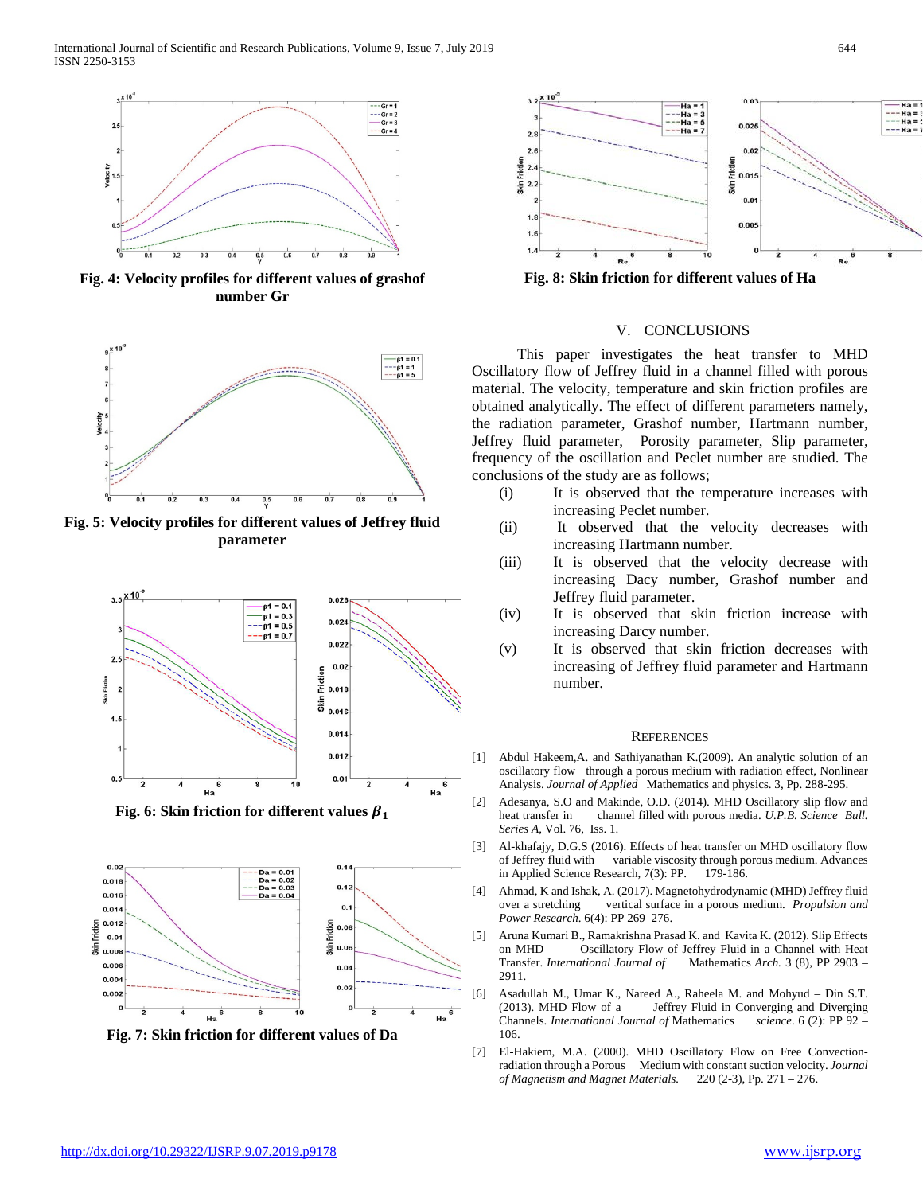Fig. 4: Velocity profiles for different values of grashof number Gr

Fig. 5: Velocity profiles for different values of Jeffrey fluid parameter

Fig. 6: Skin friction for different values $\beta_1$

Fig. 7: Skin friction for different values of Da

Fig. 8: Skin friction for different values of Ha

## V. CONCLUSIONS

This paper investigates the heat transfer to MHD Oscillatory flow of Jeffrey fluid in a channel filled with porous material. The velocity, temperature and skin friction profiles are obtained analytically. The effect of different parameters namely, the radiation parameter, Grashof number, Hartmann number, Jeffrey fluid parameter, Porosity parameter, Slip parameter, frequency of the oscillation and Peclet number are studied. The conclusions of the study are as follows;

(i) It is observed that the temperature increases with increasing Peclet number.

(ii) It observed that the velocity decreases with increasing Hartmann number.

(iii) It is observed that the velocity decrease with increasing Dacy number, Grashof number and Jeffrey fluid parameter.

(iv) It is observed that skin friction increase with increasing Darcy number.

(v) It is observed that skin friction decreases with increasing of Jeffrey fluid parameter and Hartmann number.

## REFERENCES

[1] Abdul Hakeem,A. and Sathiyanathan K.(2009). An analytic solution of an oscillatory flow through a porous medium with radiation effect, Nonlinear Analysis. *Journal of Applied* Mathematics and physics. 3, Pp. 288-295.

[2] Adesanya, S.O and Makinde, O.D. (2014). MHD Oscillatory slip flow and heat transfer in channel filled with porous media. *U.P.B. Science Bull. Series A*, Vol. 76, Iss. 1.

[3] Al-khafajy, D.G.S (2016). Effects of heat transfer on MHD oscillatory flow of Jeffrey fluid with variable viscosity through porous medium. Advances in Applied Science Research, 7(3): PP. 179-186.

[4] Ahmad, K and Ishak, A. (2017). Magnetohydrodynamic (MHD) Jeffrey fluid over a stretching vertical surface in a porous medium. *Propulsion and Power Research*. 6(4): PP 269–276.

[5] Aruna Kumari B., Ramakrishna Prasad K. and Kavita K. (2012). Slip Effects on MHD Oscillatory Flow of Jeffrey Fluid in a Channel with Heat Transfer. *International Journal of* Mathematics *Arch.* 3 (8), PP 2903 – 2911.

[6] Asadullah M., Umar K., Nareed A., Raheela M. and Mohyud – Din S.T. (2013). MHD Flow of a Jeffrey Fluid in Converging and Diverging Channels. *International Journal of* Mathematics *science*. 6 (2): PP 92 – 106.

[7] El-Hakiem, M.A. (2000). MHD Oscillatory Flow on Free Convection-radiation through a Porous Medium with constant suction velocity. *Journal of Magnetism and Magnet Materials.* 220 (2-3), Pp. 271 – 276.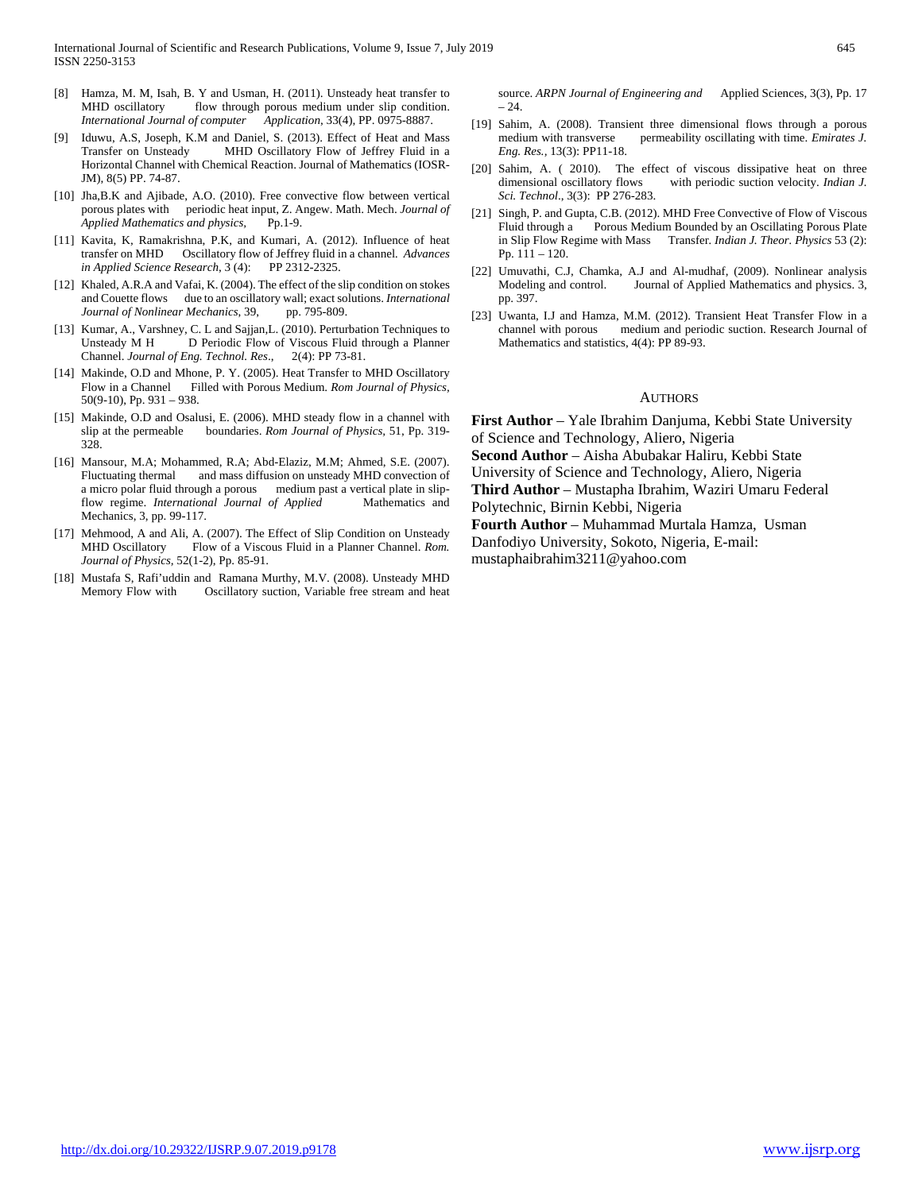[8] Hamza, M. M, Isah, B. Y and Usman, H. (2011). Unsteady heat transfer to MHD oscillatory flow through porous medium under slip condition. *International Journal of computer Application*, 33(4), PP. 0975-8887.

[9] Iduwu, A.S, Joseph, K.M and Daniel, S. (2013). Effect of Heat and Mass Transfer on Unsteady MHD Oscillatory Flow of Jeffrey Fluid in a Horizontal Channel with Chemical Reaction. Journal of Mathematics (IOSR-JM), 8(5) PP. 74-87.

[10] Jha,B.K and Ajibade, A.O. (2010). Free convective flow between vertical porous plates with periodic heat input, Z. Angew. Math. Mech. *Journal of Applied Mathematics and physics*, Pp.1-9.

[11] Kavita, K, Ramakrishna, P.K, and Kumari, A. (2012). Influence of heat transfer on MHD Oscillatory flow of Jeffrey fluid in a channel. *Advances in Applied Science Research*, 3 (4): PP 2312-2325.

[12] Khaled, A.R.A and Vafai, K. (2004). The effect of the slip condition on stokes and Couette flows due to an oscillatory wall; exact solutions. *International Journal of Nonlinear Mechanics*, 39, pp. 795-809.

[13] Kumar, A., Varshney, C. L and Sajjan,L. (2010). Perturbation Techniques to Unsteady M H D Periodic Flow of Viscous Fluid through a Planner Channel. *Journal of Eng. Technol. Res*., 2(4): PP 73-81.

[14] Makinde, O.D and Mhone, P. Y. (2005). Heat Transfer to MHD Oscillatory Flow in a Channel Filled with Porous Medium. *Rom Journal of Physics*, 50(9-10), Pp. 931 – 938.

[15] Makinde, O.D and Osalusi, E. (2006). MHD steady flow in a channel with slip at the permeable boundaries. *Rom Journal of Physics*, 51, Pp. 319-328.

[16] Mansour, M.A; Mohammed, R.A; Abd-Elaziz, M.M; Ahmed, S.E. (2007). Fluctuating thermal and mass diffusion on unsteady MHD convection of a micro polar fluid through a porous medium past a vertical plate in slip-flow regime. *International Journal of Applied* Mathematics and Mechanics, 3, pp. 99-117.

[17] Mehmood, A and Ali, A. (2007). The Effect of Slip Condition on Unsteady MHD Oscillatory Flow of a Viscous Fluid in a Planner Channel. *Rom. Journal of Physics*, 52(1-2), Pp. 85-91.

[18] Mustafa S, Rafi'uddin and Ramana Murthy, M.V. (2008). Unsteady MHD Memory Flow with Oscillatory suction, Variable free stream and heat source. *ARPN Journal of Engineering and* Applied Sciences, 3(3), Pp. 17 – 24.

[19] Sahim, A. (2008). Transient three dimensional flows through a porous medium with transverse permeability oscillating with time. *Emirates J. Eng. Res.*, 13(3): PP11-18.

[20] Sahim, A. ( 2010). The effect of viscous dissipative heat on three dimensional oscillatory flows with periodic suction velocity. *Indian J. Sci. Technol*., 3(3): PP 276-283.

[21] Singh, P. and Gupta, C.B. (2012). MHD Free Convective of Flow of Viscous Fluid through a Porous Medium Bounded by an Oscillating Porous Plate in Slip Flow Regime with Mass Transfer. *Indian J. Theor. Physics* 53 (2): Pp. 111 – 120.

[22] Umuvathi, C.J, Chamka, A.J and Al-mudhaf, (2009). Nonlinear analysis Modeling and control. Journal of Applied Mathematics and physics. 3, pp. 397.

[23] Uwanta, I.J and Hamza, M.M. (2012). Transient Heat Transfer Flow in a channel with porous medium and periodic suction. Research Journal of Mathematics and statistics, 4(4): PP 89-93.

## AUTHORS

**First Author** – Yale Ibrahim Danjuma, Kebbi State University of Science and Technology, Aliero, Nigeria

**Second Author** – Aisha Abubakar Haliru, Kebbi State University of Science and Technology, Aliero, Nigeria

**Third Author** – Mustapha Ibrahim, Waziri Umaru Federal Polytechnic, Birnin Kebbi, Nigeria

**Fourth Author** – Muhammad Murtala Hamza, Usman Danfodiyo University, Sokoto, Nigeria, E-mail: mustaphaibrahim3211@yahoo.com